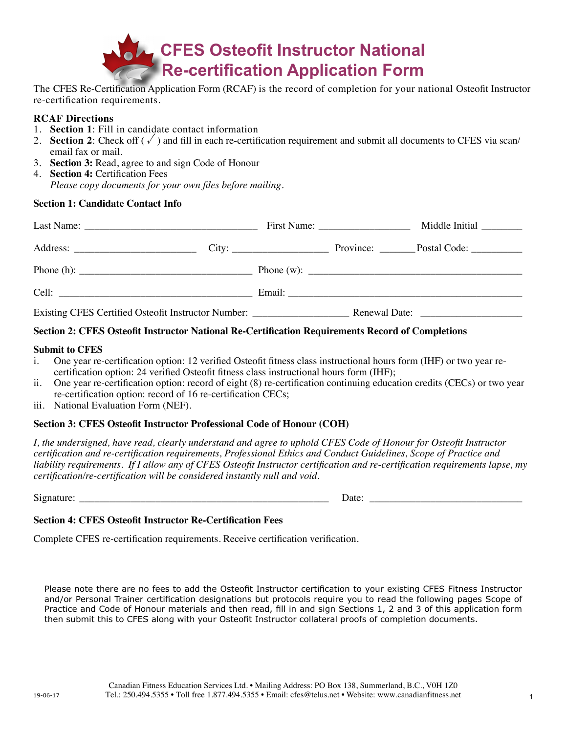# CFES Osteofit Instructor National Re-certification Application Form

The CFES Re-Certification Application Form (RCAF) is the record of completion for your national Osteofit Instructor re-certification requirements.

**RCAF Directions**

1. **Section 1**: Fill in candidate contact information
2. **Section 2**: Check off ( √ ) and fill in each re-certification requirement and submit all documents to CFES via scan/ email fax or mail.
3. **Section 3:** Read, agree to and sign Code of Honour
4. **Section 4:** Certification Fees
   *Please copy documents for your own files before mailing.*

**Section 1: Candidate Contact Info**

Last Name: ________________________________ First Name: _________________ Middle Initial ________

Address: _______________________ City: __________________ Province: _______ Postal Code: __________

Phone (h): _________________________________ Phone (w): __________________________________________

Cell: _____________________________________ Email: _____________________________________________

Existing CFES Certified Osteofit Instructor Number: __________________ Renewal Date: ___________________

**Section 2: CFES Osteofit Instructor National Re-Certification Requirements Record of Completions**

**Submit to CFES**

i. One year re-certification option: 12 verified Osteofit fitness class instructional hours form (IHF) or two year re-certification option: 24 verified Osteofit fitness class instructional hours form (IHF);
ii. One year re-certification option: record of eight (8) re-certification continuing education credits (CECs) or two year re-certification option: record of 16 re-certification CECs;
iii. National Evaluation Form (NEF).

**Section 3: CFES Osteofit Instructor Professional Code of Honour (COH)**

*I, the undersigned, have read, clearly understand and agree to uphold CFES Code of Honour for Osteofit Instructor certification and re-certification requirements, Professional Ethics and Conduct Guidelines, Scope of Practice and liability requirements. If I allow any of CFES Osteofit Instructor certification and re-certification requirements lapse, my certification/re-certification will be considered instantly null and void.*

Signature: _________________________________________________ Date: ______________________________

**Section 4: CFES Osteofit Instructor Re-Certification Fees**

Complete CFES re-certification requirements. Receive certification verification.

Please note there are no fees to add the Osteofit Instructor certification to your existing CFES Fitness Instructor and/or Personal Trainer certification designations but protocols require you to read the following pages Scope of Practice and Code of Honour materials and then read, fill in and sign Sections 1, 2 and 3 of this application form then submit this to CFES along with your Osteofit Instructor collateral proofs of completion documents.

Canadian Fitness Education Services Ltd. • Mailing Address: PO Box 138, Summerland, B.C., V0H 1Z0
Tel.: 250.494.5355 • Toll free 1.877.494.5355 • Email: cfes@telus.net • Website: www.canadianfitness.net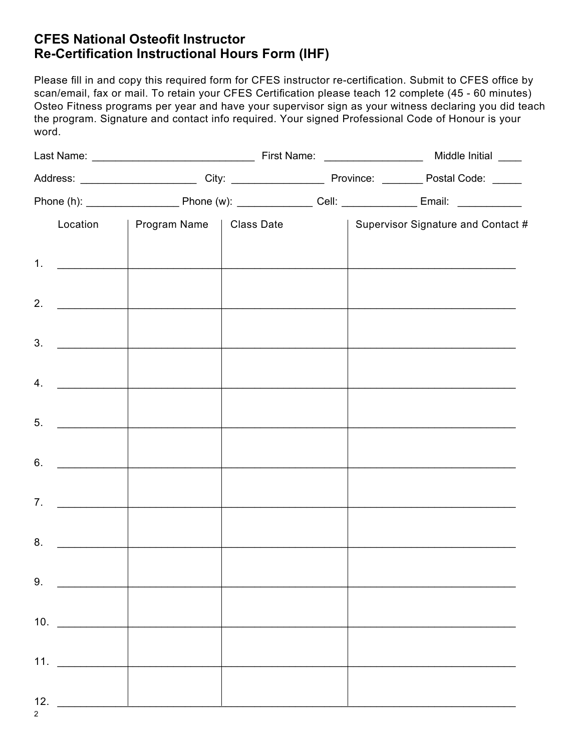## CFES National Osteofit Instructor Re-Certification Instructional Hours Form (IHF)

Please fill in and copy this required form for CFES instructor re-certification. Submit to CFES office by scan/email, fax or mail. To retain your CFES Certification please teach 12 complete (45 - 60 minutes) Osteo Fitness programs per year and have your supervisor sign as your witness declaring you did teach the program. Signature and contact info required. Your signed Professional Code of Honour is your word.

Last Name: ___________________________ First Name: ________________ Middle Initial ____

Address: ___________________ City: _______________ Province: _______ Postal Code: _____

Phone (h): _______________ Phone (w): ____________ Cell: ____________ Email: __________

| | Location | Program Name | Class Date | Supervisor Signature and Contact # |
|---|---|---|---|---|
| 1. | | | | |
| 2. | | | | |
| 3. | | | | |
| 4. | | | | |
| 5. | | | | |
| 6. | | | | |
| 7. | | | | |
| 8. | | | | |
| 9. | | | | |
| 10. | | | | |
| 11. | | | | |
| 12. | | | | |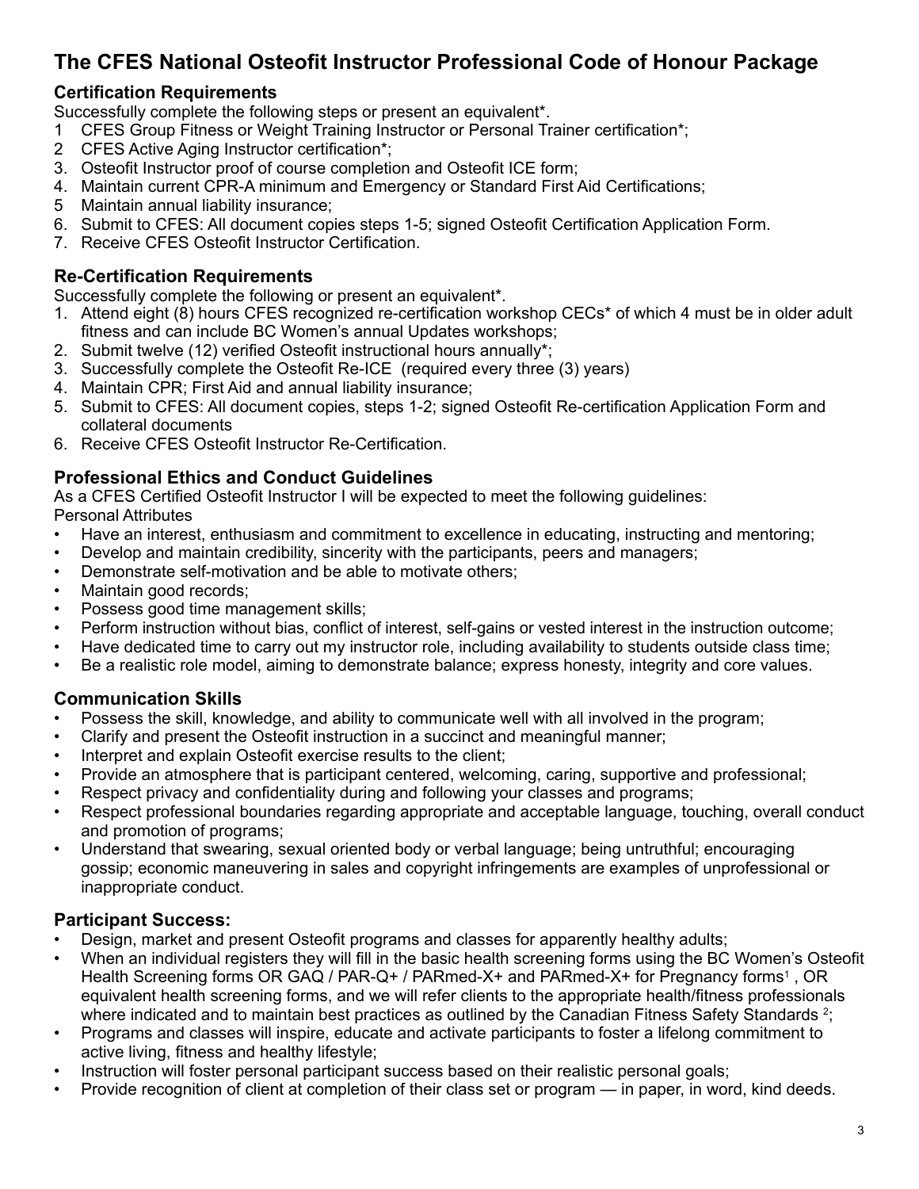# The CFES National Osteofit Instructor Professional Code of Honour Package

## Certification Requirements

Successfully complete the following steps or present an equivalent*.

1 CFES Group Fitness or Weight Training Instructor or Personal Trainer certification*;
2 CFES Active Aging Instructor certification*;
3. Osteofit Instructor proof of course completion and Osteofit ICE form;
4. Maintain current CPR-A minimum and Emergency or Standard First Aid Certifications;
5 Maintain annual liability insurance;
6. Submit to CFES: All document copies steps 1-5; signed Osteofit Certification Application Form.
7. Receive CFES Osteofit Instructor Certification.

## Re-Certification Requirements

Successfully complete the following or present an equivalent*.

1. Attend eight (8) hours CFES recognized re-certification workshop CECs* of which 4 must be in older adult fitness and can include BC Women's annual Updates workshops;
2. Submit twelve (12) verified Osteofit instructional hours annually*;
3. Successfully complete the Osteofit Re-ICE (required every three (3) years)
4. Maintain CPR; First Aid and annual liability insurance;
5. Submit to CFES: All document copies, steps 1-2; signed Osteofit Re-certification Application Form and collateral documents
6. Receive CFES Osteofit Instructor Re-Certification.

## Professional Ethics and Conduct Guidelines

As a CFES Certified Osteofit Instructor I will be expected to meet the following guidelines:

Personal Attributes

- Have an interest, enthusiasm and commitment to excellence in educating, instructing and mentoring;
- Develop and maintain credibility, sincerity with the participants, peers and managers;
- Demonstrate self-motivation and be able to motivate others;
- Maintain good records;
- Possess good time management skills;
- Perform instruction without bias, conflict of interest, self-gains or vested interest in the instruction outcome;
- Have dedicated time to carry out my instructor role, including availability to students outside class time;
- Be a realistic role model, aiming to demonstrate balance; express honesty, integrity and core values.

## Communication Skills

- Possess the skill, knowledge, and ability to communicate well with all involved in the program;
- Clarify and present the Osteofit instruction in a succinct and meaningful manner;
- Interpret and explain Osteofit exercise results to the client;
- Provide an atmosphere that is participant centered, welcoming, caring, supportive and professional;
- Respect privacy and confidentiality during and following your classes and programs;
- Respect professional boundaries regarding appropriate and acceptable language, touching, overall conduct and promotion of programs;
- Understand that swearing, sexual oriented body or verbal language; being untruthful; encouraging gossip; economic maneuvering in sales and copyright infringements are examples of unprofessional or inappropriate conduct.

## Participant Success:

- Design, market and present Osteofit programs and classes for apparently healthy adults;
- When an individual registers they will fill in the basic health screening forms using the BC Women's Osteofit Health Screening forms OR GAQ / PAR-Q+ / PARmed-X+ and PARmed-X+ for Pregnancy forms[1] , OR equivalent health screening forms, and we will refer clients to the appropriate health/fitness professionals where indicated and to maintain best practices as outlined by the Canadian Fitness Safety Standards [2];
- Programs and classes will inspire, educate and activate participants to foster a lifelong commitment to active living, fitness and healthy lifestyle;
- Instruction will foster personal participant success based on their realistic personal goals;
- Provide recognition of client at completion of their class set or program — in paper, in word, kind deeds.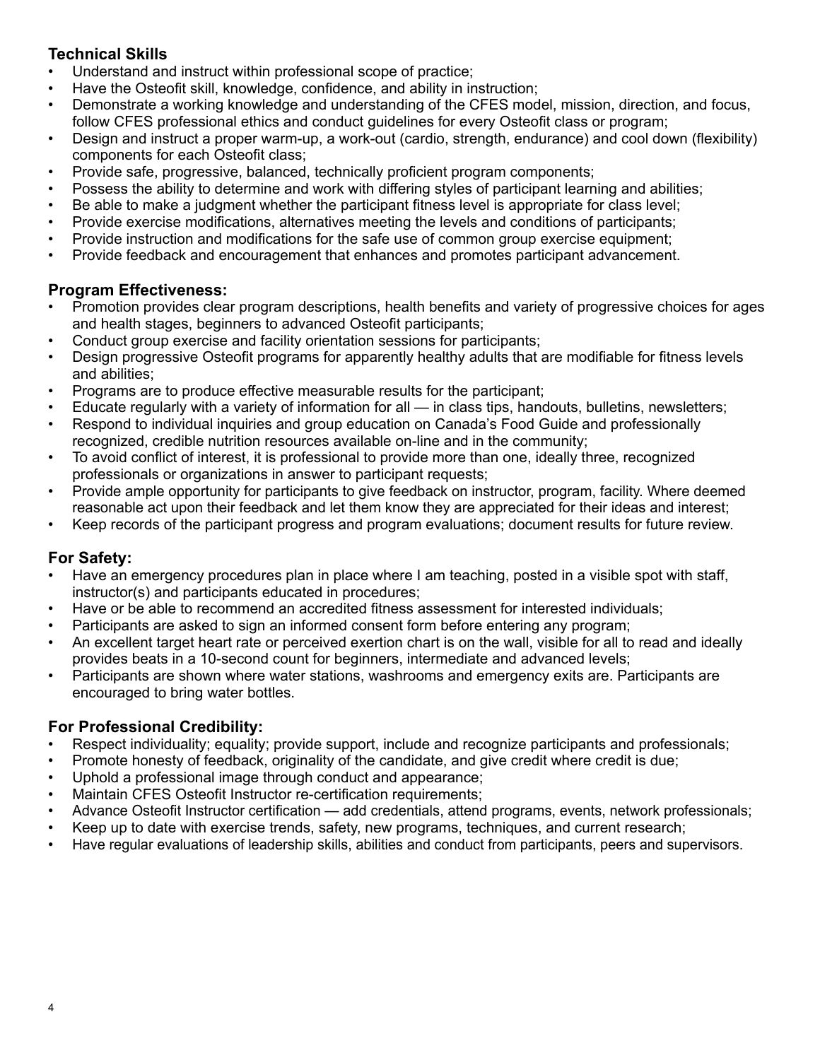### Technical Skills

- Understand and instruct within professional scope of practice;
- Have the Osteofit skill, knowledge, confidence, and ability in instruction;
- Demonstrate a working knowledge and understanding of the CFES model, mission, direction, and focus, follow CFES professional ethics and conduct guidelines for every Osteofit class or program;
- Design and instruct a proper warm-up, a work-out (cardio, strength, endurance) and cool down (flexibility) components for each Osteofit class;
- Provide safe, progressive, balanced, technically proficient program components;
- Possess the ability to determine and work with differing styles of participant learning and abilities;
- Be able to make a judgment whether the participant fitness level is appropriate for class level;
- Provide exercise modifications, alternatives meeting the levels and conditions of participants;
- Provide instruction and modifications for the safe use of common group exercise equipment;
- Provide feedback and encouragement that enhances and promotes participant advancement.

### Program Effectiveness:

- Promotion provides clear program descriptions, health benefits and variety of progressive choices for ages and health stages, beginners to advanced Osteofit participants;
- Conduct group exercise and facility orientation sessions for participants;
- Design progressive Osteofit programs for apparently healthy adults that are modifiable for fitness levels and abilities;
- Programs are to produce effective measurable results for the participant;
- Educate regularly with a variety of information for all — in class tips, handouts, bulletins, newsletters;
- Respond to individual inquiries and group education on Canada's Food Guide and professionally recognized, credible nutrition resources available on-line and in the community;
- To avoid conflict of interest, it is professional to provide more than one, ideally three, recognized professionals or organizations in answer to participant requests;
- Provide ample opportunity for participants to give feedback on instructor, program, facility. Where deemed reasonable act upon their feedback and let them know they are appreciated for their ideas and interest;
- Keep records of the participant progress and program evaluations; document results for future review.

### For Safety:

- Have an emergency procedures plan in place where I am teaching, posted in a visible spot with staff, instructor(s) and participants educated in procedures;
- Have or be able to recommend an accredited fitness assessment for interested individuals;
- Participants are asked to sign an informed consent form before entering any program;
- An excellent target heart rate or perceived exertion chart is on the wall, visible for all to read and ideally provides beats in a 10-second count for beginners, intermediate and advanced levels;
- Participants are shown where water stations, washrooms and emergency exits are. Participants are encouraged to bring water bottles.

### For Professional Credibility:

- Respect individuality; equality; provide support, include and recognize participants and professionals;
- Promote honesty of feedback, originality of the candidate, and give credit where credit is due;
- Uphold a professional image through conduct and appearance;
- Maintain CFES Osteofit Instructor re-certification requirements;
- Advance Osteofit Instructor certification — add credentials, attend programs, events, network professionals;
- Keep up to date with exercise trends, safety, new programs, techniques, and current research;
- Have regular evaluations of leadership skills, abilities and conduct from participants, peers and supervisors.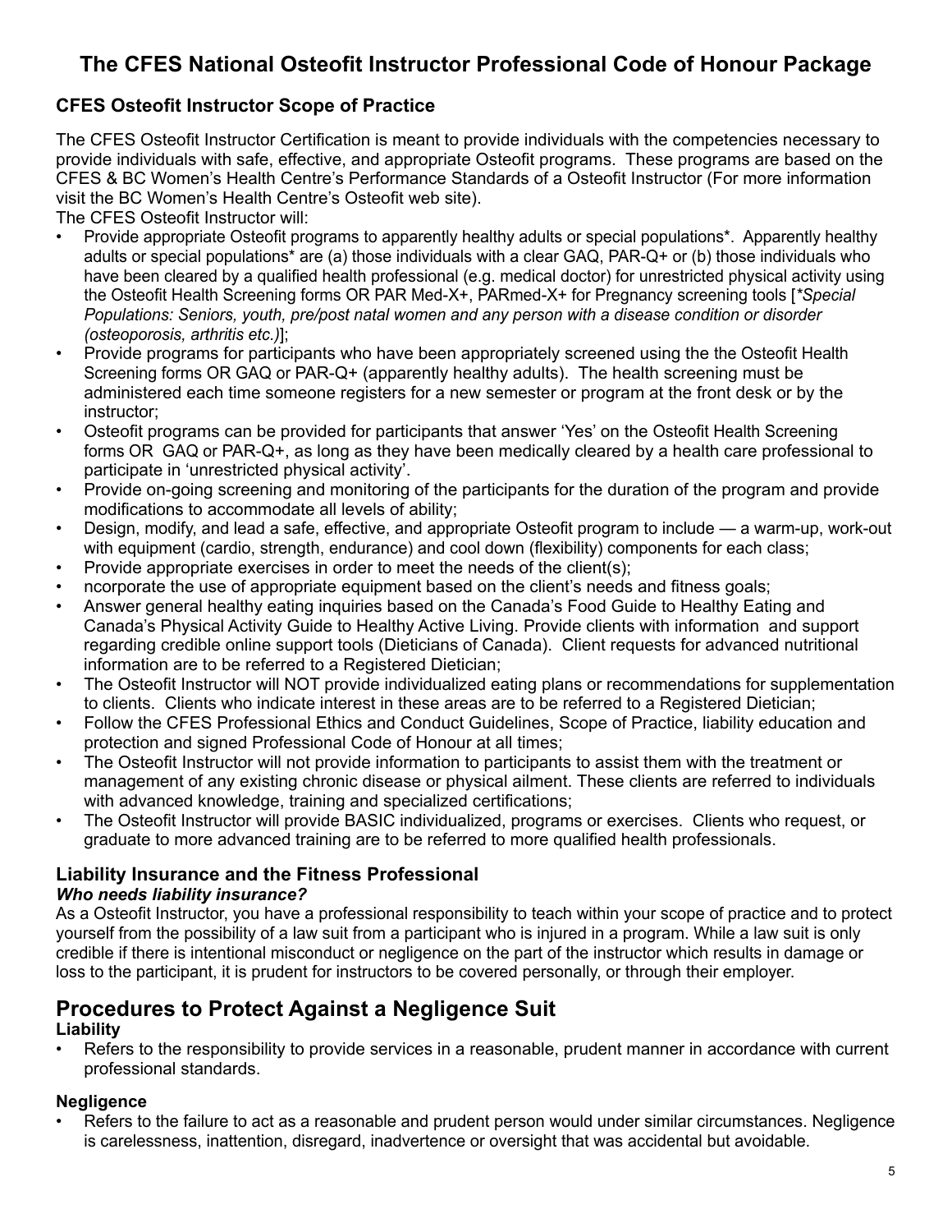# The CFES National Osteofit Instructor Professional Code of Honour Package

## CFES Osteofit Instructor Scope of Practice

The CFES Osteofit Instructor Certification is meant to provide individuals with the competencies necessary to provide individuals with safe, effective, and appropriate Osteofit programs. These programs are based on the CFES & BC Women's Health Centre's Performance Standards of a Osteofit Instructor (For more information visit the BC Women's Health Centre's Osteofit web site).

The CFES Osteofit Instructor will:

- Provide appropriate Osteofit programs to apparently healthy adults or special populations*. Apparently healthy adults or special populations* are (a) those individuals with a clear GAQ, PAR-Q+ or (b) those individuals who have been cleared by a qualified health professional (e.g. medical doctor) for unrestricted physical activity using the Osteofit Health Screening forms OR PAR Med-X+, PARmed-X+ for Pregnancy screening tools [*Special Populations: Seniors, youth, pre/post natal women and any person with a disease condition or disorder (osteoporosis, arthritis etc.)*];
- Provide programs for participants who have been appropriately screened using the the Osteofit Health Screening forms OR GAQ or PAR-Q+ (apparently healthy adults). The health screening must be administered each time someone registers for a new semester or program at the front desk or by the instructor;
- Osteofit programs can be provided for participants that answer 'Yes' on the Osteofit Health Screening forms OR GAQ or PAR-Q+, as long as they have been medically cleared by a health care professional to participate in 'unrestricted physical activity'.
- Provide on-going screening and monitoring of the participants for the duration of the program and provide modifications to accommodate all levels of ability;
- Design, modify, and lead a safe, effective, and appropriate Osteofit program to include — a warm-up, work-out with equipment (cardio, strength, endurance) and cool down (flexibility) components for each class;
- Provide appropriate exercises in order to meet the needs of the client(s);
- ncorporate the use of appropriate equipment based on the client's needs and fitness goals;
- Answer general healthy eating inquiries based on the Canada's Food Guide to Healthy Eating and Canada's Physical Activity Guide to Healthy Active Living. Provide clients with information and support regarding credible online support tools (Dieticians of Canada). Client requests for advanced nutritional information are to be referred to a Registered Dietician;
- The Osteofit Instructor will NOT provide individualized eating plans or recommendations for supplementation to clients. Clients who indicate interest in these areas are to be referred to a Registered Dietician;
- Follow the CFES Professional Ethics and Conduct Guidelines, Scope of Practice, liability education and protection and signed Professional Code of Honour at all times;
- The Osteofit Instructor will not provide information to participants to assist them with the treatment or management of any existing chronic disease or physical ailment. These clients are referred to individuals with advanced knowledge, training and specialized certifications;
- The Osteofit Instructor will provide BASIC individualized, programs or exercises. Clients who request, or graduate to more advanced training are to be referred to more qualified health professionals.

### Liability Insurance and the Fitness Professional

***Who needs liability insurance?***

As a Osteofit Instructor, you have a professional responsibility to teach within your scope of practice and to protect yourself from the possibility of a law suit from a participant who is injured in a program. While a law suit is only credible if there is intentional misconduct or negligence on the part of the instructor which results in damage or loss to the participant, it is prudent for instructors to be covered personally, or through their employer.

## Procedures to Protect Against a Negligence Suit

**Liability**

- Refers to the responsibility to provide services in a reasonable, prudent manner in accordance with current professional standards.

**Negligence**

- Refers to the failure to act as a reasonable and prudent person would under similar circumstances. Negligence is carelessness, inattention, disregard, inadvertence or oversight that was accidental but avoidable.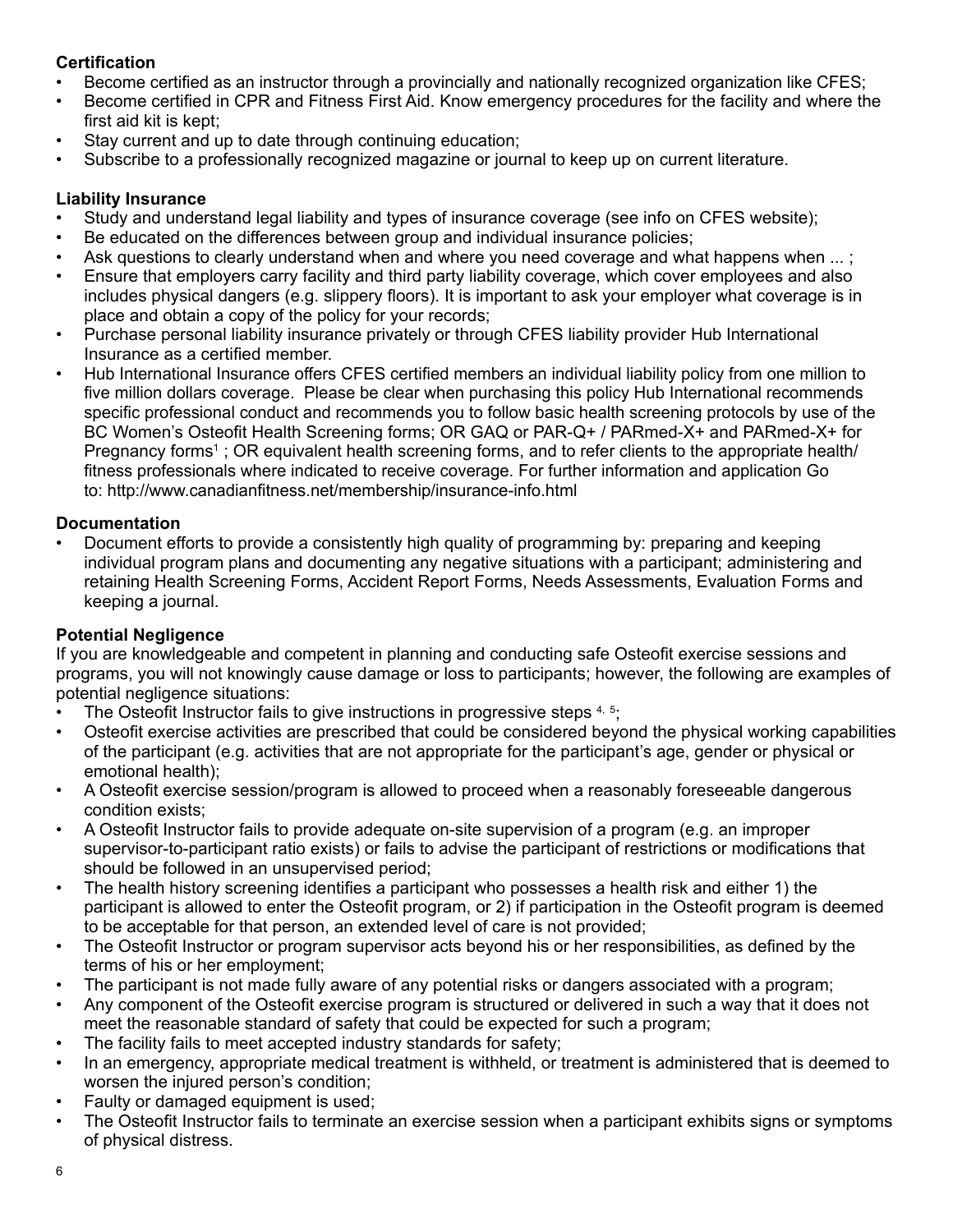**Certification**

- Become certified as an instructor through a provincially and nationally recognized organization like CFES;
- Become certified in CPR and Fitness First Aid. Know emergency procedures for the facility and where the first aid kit is kept;
- Stay current and up to date through continuing education;
- Subscribe to a professionally recognized magazine or journal to keep up on current literature.

**Liability Insurance**

- Study and understand legal liability and types of insurance coverage (see info on CFES website);
- Be educated on the differences between group and individual insurance policies;
- Ask questions to clearly understand when and where you need coverage and what happens when ... ;
- Ensure that employers carry facility and third party liability coverage, which cover employees and also includes physical dangers (e.g. slippery floors). It is important to ask your employer what coverage is in place and obtain a copy of the policy for your records;
- Purchase personal liability insurance privately or through CFES liability provider Hub International Insurance as a certified member.
- Hub International Insurance offers CFES certified members an individual liability policy from one million to five million dollars coverage. Please be clear when purchasing this policy Hub International recommends specific professional conduct and recommends you to follow basic health screening protocols by use of the BC Women's Osteofit Health Screening forms; OR GAQ or PAR-Q+ / PARmed-X+ and PARmed-X+ for Pregnancy forms[1] ; OR equivalent health screening forms, and to refer clients to the appropriate health/ fitness professionals where indicated to receive coverage. For further information and application Go to: http://www.canadianfitness.net/membership/insurance-info.html

**Documentation**

- Document efforts to provide a consistently high quality of programming by: preparing and keeping individual program plans and documenting any negative situations with a participant; administering and retaining Health Screening Forms, Accident Report Forms, Needs Assessments, Evaluation Forms and keeping a journal.

**Potential Negligence**

If you are knowledgeable and competent in planning and conducting safe Osteofit exercise sessions and programs, you will not knowingly cause damage or loss to participants; however, the following are examples of potential negligence situations:

- The Osteofit Instructor fails to give instructions in progressive steps [4, 5];
- Osteofit exercise activities are prescribed that could be considered beyond the physical working capabilities of the participant (e.g. activities that are not appropriate for the participant's age, gender or physical or emotional health);
- A Osteofit exercise session/program is allowed to proceed when a reasonably foreseeable dangerous condition exists;
- A Osteofit Instructor fails to provide adequate on-site supervision of a program (e.g. an improper supervisor-to-participant ratio exists) or fails to advise the participant of restrictions or modifications that should be followed in an unsupervised period;
- The health history screening identifies a participant who possesses a health risk and either 1) the participant is allowed to enter the Osteofit program, or 2) if participation in the Osteofit program is deemed to be acceptable for that person, an extended level of care is not provided;
- The Osteofit Instructor or program supervisor acts beyond his or her responsibilities, as defined by the terms of his or her employment;
- The participant is not made fully aware of any potential risks or dangers associated with a program;
- Any component of the Osteofit exercise program is structured or delivered in such a way that it does not meet the reasonable standard of safety that could be expected for such a program;
- The facility fails to meet accepted industry standards for safety;
- In an emergency, appropriate medical treatment is withheld, or treatment is administered that is deemed to worsen the injured person's condition;
- Faulty or damaged equipment is used;
- The Osteofit Instructor fails to terminate an exercise session when a participant exhibits signs or symptoms of physical distress.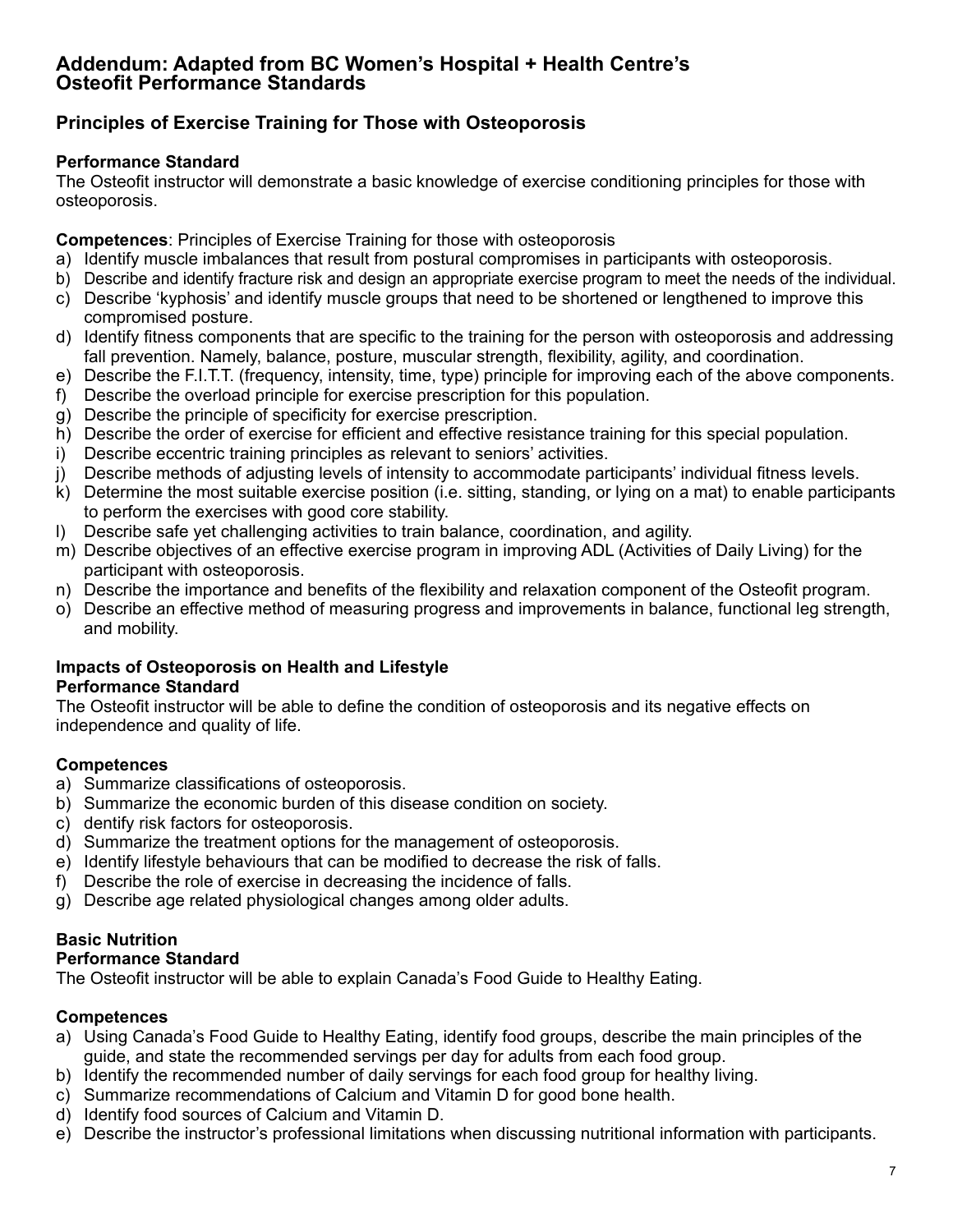# Addendum: Adapted from BC Women's Hospital + Health Centre's Osteofit Performance Standards

## Principles of Exercise Training for Those with Osteoporosis

**Performance Standard**
The Osteofit instructor will demonstrate a basic knowledge of exercise conditioning principles for those with osteoporosis.

**Competences**: Principles of Exercise Training for those with osteoporosis

a) Identify muscle imbalances that result from postural compromises in participants with osteoporosis.
b) Describe and identify fracture risk and design an appropriate exercise program to meet the needs of the individual.
c) Describe 'kyphosis' and identify muscle groups that need to be shortened or lengthened to improve this compromised posture.
d) Identify fitness components that are specific to the training for the person with osteoporosis and addressing fall prevention. Namely, balance, posture, muscular strength, flexibility, agility, and coordination.
e) Describe the F.I.T.T. (frequency, intensity, time, type) principle for improving each of the above components.
f) Describe the overload principle for exercise prescription for this population.
g) Describe the principle of specificity for exercise prescription.
h) Describe the order of exercise for efficient and effective resistance training for this special population.
i) Describe eccentric training principles as relevant to seniors' activities.
j) Describe methods of adjusting levels of intensity to accommodate participants' individual fitness levels.
k) Determine the most suitable exercise position (i.e. sitting, standing, or lying on a mat) to enable participants to perform the exercises with good core stability.
l) Describe safe yet challenging activities to train balance, coordination, and agility.
m) Describe objectives of an effective exercise program in improving ADL (Activities of Daily Living) for the participant with osteoporosis.
n) Describe the importance and benefits of the flexibility and relaxation component of the Osteofit program.
o) Describe an effective method of measuring progress and improvements in balance, functional leg strength, and mobility.

**Impacts of Osteoporosis on Health and Lifestyle**
**Performance Standard**
The Osteofit instructor will be able to define the condition of osteoporosis and its negative effects on independence and quality of life.

**Competences**

a) Summarize classifications of osteoporosis.
b) Summarize the economic burden of this disease condition on society.
c) dentify risk factors for osteoporosis.
d) Summarize the treatment options for the management of osteoporosis.
e) Identify lifestyle behaviours that can be modified to decrease the risk of falls.
f) Describe the role of exercise in decreasing the incidence of falls.
g) Describe age related physiological changes among older adults.

**Basic Nutrition**
**Performance Standard**
The Osteofit instructor will be able to explain Canada's Food Guide to Healthy Eating.

**Competences**

a) Using Canada's Food Guide to Healthy Eating, identify food groups, describe the main principles of the guide, and state the recommended servings per day for adults from each food group.
b) Identify the recommended number of daily servings for each food group for healthy living.
c) Summarize recommendations of Calcium and Vitamin D for good bone health.
d) Identify food sources of Calcium and Vitamin D.
e) Describe the instructor's professional limitations when discussing nutritional information with participants.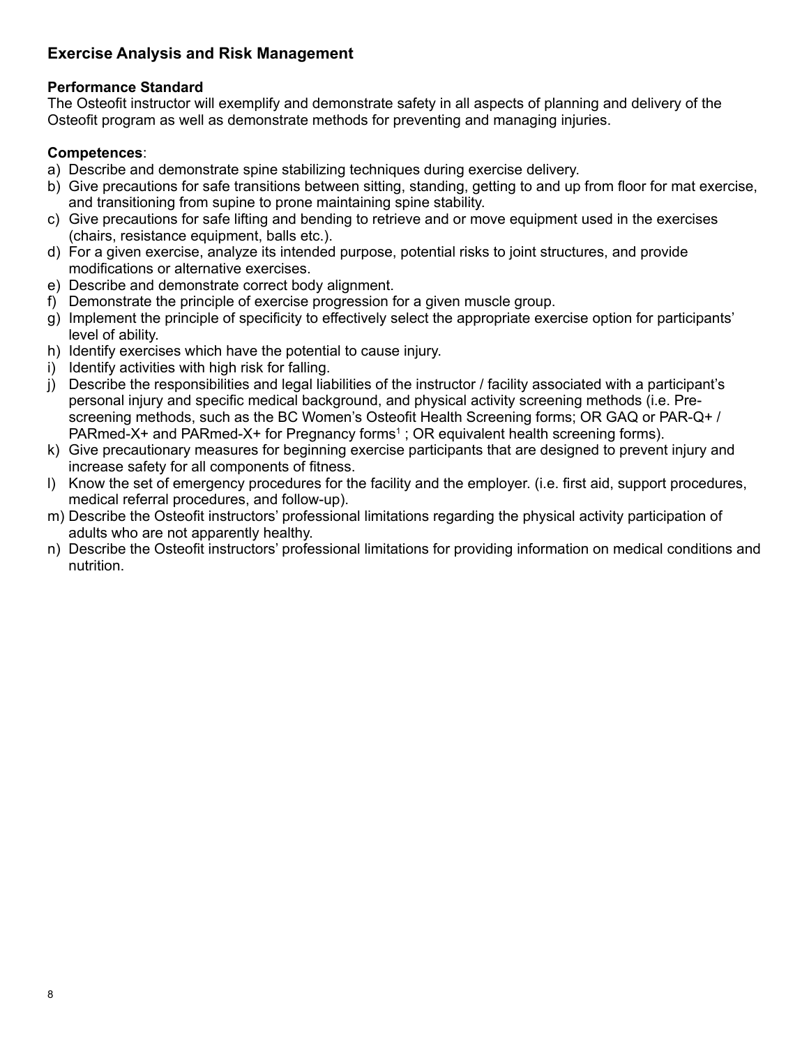## Exercise Analysis and Risk Management

**Performance Standard**
The Osteofit instructor will exemplify and demonstrate safety in all aspects of planning and delivery of the Osteofit program as well as demonstrate methods for preventing and managing injuries.

**Competences**:

a) Describe and demonstrate spine stabilizing techniques during exercise delivery.
b) Give precautions for safe transitions between sitting, standing, getting to and up from floor for mat exercise, and transitioning from supine to prone maintaining spine stability.
c) Give precautions for safe lifting and bending to retrieve and or move equipment used in the exercises (chairs, resistance equipment, balls etc.).
d) For a given exercise, analyze its intended purpose, potential risks to joint structures, and provide modifications or alternative exercises.
e) Describe and demonstrate correct body alignment.
f) Demonstrate the principle of exercise progression for a given muscle group.
g) Implement the principle of specificity to effectively select the appropriate exercise option for participants' level of ability.
h) Identify exercises which have the potential to cause injury.
i) Identify activities with high risk for falling.
j) Describe the responsibilities and legal liabilities of the instructor / facility associated with a participant's personal injury and specific medical background, and physical activity screening methods (i.e. Pre-screening methods, such as the BC Women's Osteofit Health Screening forms; OR GAQ or PAR-Q+ / PARmed-X+ and PARmed-X+ for Pregnancy forms[1] ; OR equivalent health screening forms).
k) Give precautionary measures for beginning exercise participants that are designed to prevent injury and increase safety for all components of fitness.
l) Know the set of emergency procedures for the facility and the employer. (i.e. first aid, support procedures, medical referral procedures, and follow-up).
m) Describe the Osteofit instructors' professional limitations regarding the physical activity participation of adults who are not apparently healthy.
n) Describe the Osteofit instructors' professional limitations for providing information on medical conditions and nutrition.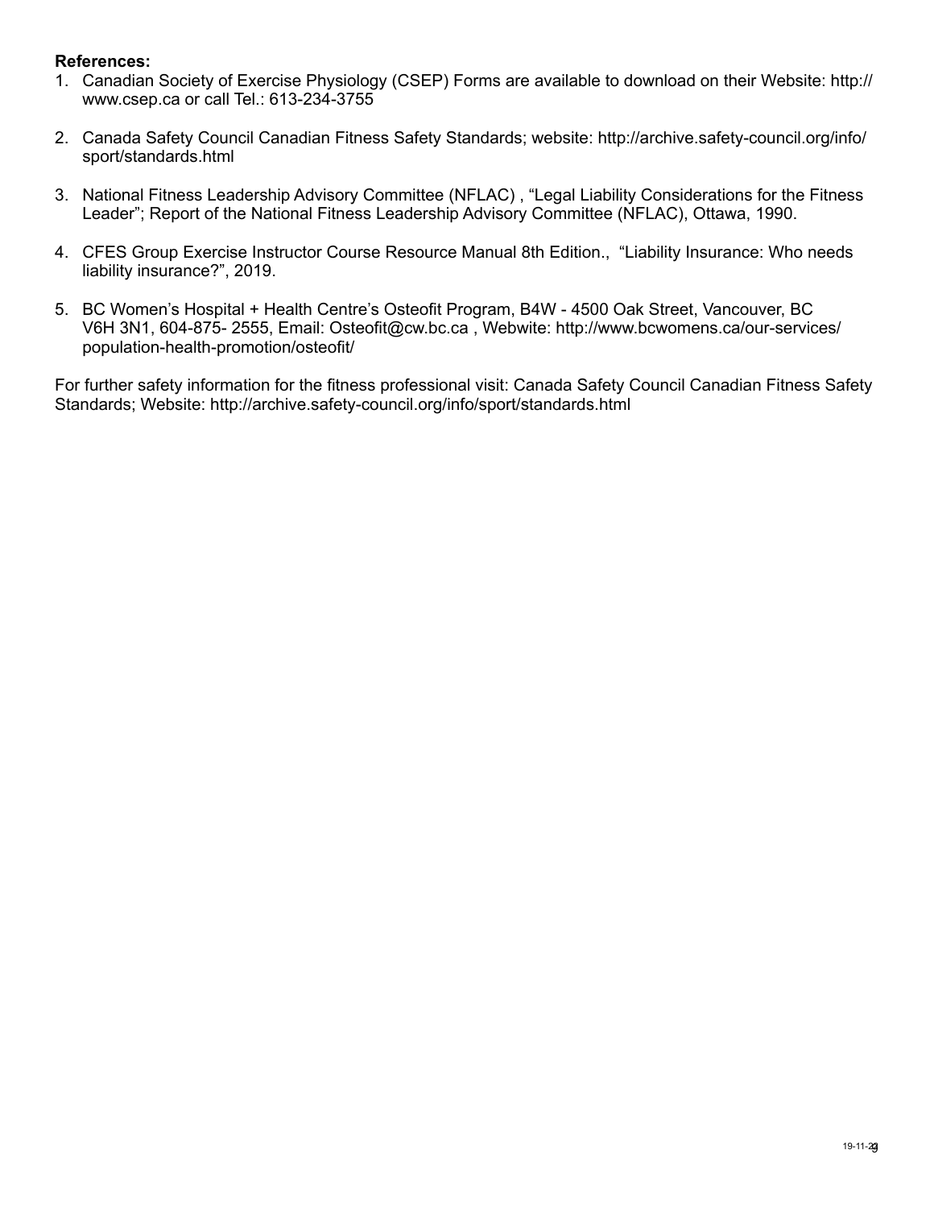**References:**

1. Canadian Society of Exercise Physiology (CSEP) Forms are available to download on their Website: http://www.csep.ca or call Tel.: 613-234-3755

2. Canada Safety Council Canadian Fitness Safety Standards; website: http://archive.safety-council.org/info/sport/standards.html

3. National Fitness Leadership Advisory Committee (NFLAC) , "Legal Liability Considerations for the Fitness Leader"; Report of the National Fitness Leadership Advisory Committee (NFLAC), Ottawa, 1990.

4. CFES Group Exercise Instructor Course Resource Manual 8th Edition., "Liability Insurance: Who needs liability insurance?", 2019.

5. BC Women's Hospital + Health Centre's Osteofit Program, B4W - 4500 Oak Street, Vancouver, BC V6H 3N1, 604-875- 2555, Email: Osteofit@cw.bc.ca , Webwite: http://www.bcwomens.ca/our-services/population-health-promotion/osteofit/

For further safety information for the fitness professional visit: Canada Safety Council Canadian Fitness Safety Standards; Website: http://archive.safety-council.org/info/sport/standards.html